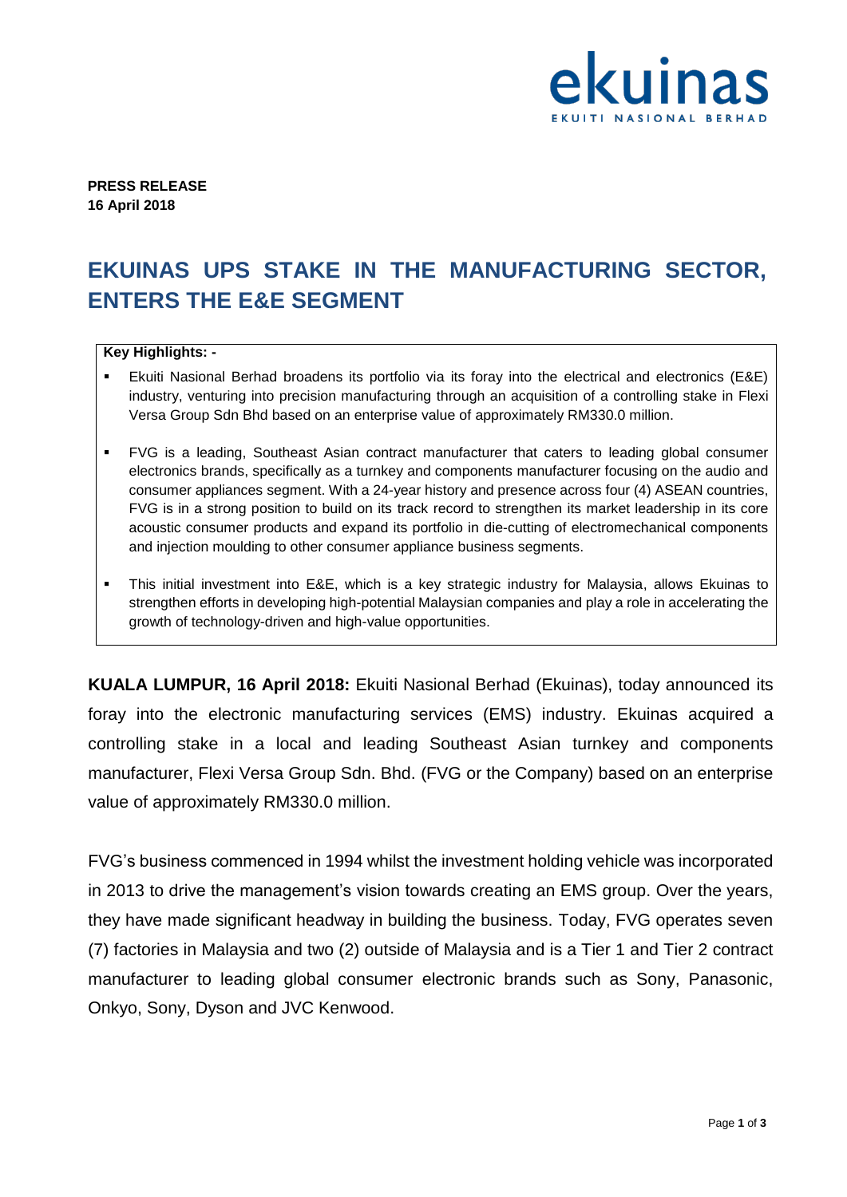**PRESS RELEASE**
**16 April 2018**

# EKUINAS UPS STAKE IN THE MANUFACTURING SECTOR, ENTERS THE E&E SEGMENT

**Key Highlights: -**

- Ekuiti Nasional Berhad broadens its portfolio via its foray into the electrical and electronics (E&E) industry, venturing into precision manufacturing through an acquisition of a controlling stake in Flexi Versa Group Sdn Bhd based on an enterprise value of approximately RM330.0 million.
- FVG is a leading, Southeast Asian contract manufacturer that caters to leading global consumer electronics brands, specifically as a turnkey and components manufacturer focusing on the audio and consumer appliances segment. With a 24-year history and presence across four (4) ASEAN countries, FVG is in a strong position to build on its track record to strengthen its market leadership in its core acoustic consumer products and expand its portfolio in die-cutting of electromechanical components and injection moulding to other consumer appliance business segments.
- This initial investment into E&E, which is a key strategic industry for Malaysia, allows Ekuinas to strengthen efforts in developing high-potential Malaysian companies and play a role in accelerating the growth of technology-driven and high-value opportunities.

**KUALA LUMPUR, 16 April 2018:** Ekuiti Nasional Berhad (Ekuinas), today announced its foray into the electronic manufacturing services (EMS) industry. Ekuinas acquired a controlling stake in a local and leading Southeast Asian turnkey and components manufacturer, Flexi Versa Group Sdn. Bhd. (FVG or the Company) based on an enterprise value of approximately RM330.0 million.

FVG's business commenced in 1994 whilst the investment holding vehicle was incorporated in 2013 to drive the management's vision towards creating an EMS group. Over the years, they have made significant headway in building the business. Today, FVG operates seven (7) factories in Malaysia and two (2) outside of Malaysia and is a Tier 1 and Tier 2 contract manufacturer to leading global consumer electronic brands such as Sony, Panasonic, Onkyo, Sony, Dyson and JVC Kenwood.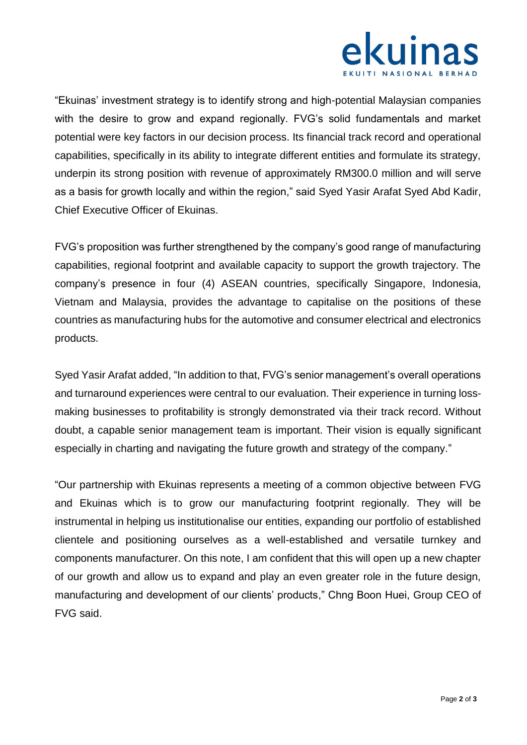"Ekuinas' investment strategy is to identify strong and high-potential Malaysian companies with the desire to grow and expand regionally. FVG's solid fundamentals and market potential were key factors in our decision process. Its financial track record and operational capabilities, specifically in its ability to integrate different entities and formulate its strategy, underpin its strong position with revenue of approximately RM300.0 million and will serve as a basis for growth locally and within the region," said Syed Yasir Arafat Syed Abd Kadir, Chief Executive Officer of Ekuinas.

FVG's proposition was further strengthened by the company's good range of manufacturing capabilities, regional footprint and available capacity to support the growth trajectory. The company's presence in four (4) ASEAN countries, specifically Singapore, Indonesia, Vietnam and Malaysia, provides the advantage to capitalise on the positions of these countries as manufacturing hubs for the automotive and consumer electrical and electronics products.

Syed Yasir Arafat added, "In addition to that, FVG's senior management's overall operations and turnaround experiences were central to our evaluation. Their experience in turning loss-making businesses to profitability is strongly demonstrated via their track record. Without doubt, a capable senior management team is important. Their vision is equally significant especially in charting and navigating the future growth and strategy of the company."

"Our partnership with Ekuinas represents a meeting of a common objective between FVG and Ekuinas which is to grow our manufacturing footprint regionally. They will be instrumental in helping us institutionalise our entities, expanding our portfolio of established clientele and positioning ourselves as a well-established and versatile turnkey and components manufacturer. On this note, I am confident that this will open up a new chapter of our growth and allow us to expand and play an even greater role in the future design, manufacturing and development of our clients' products," Chng Boon Huei, Group CEO of FVG said.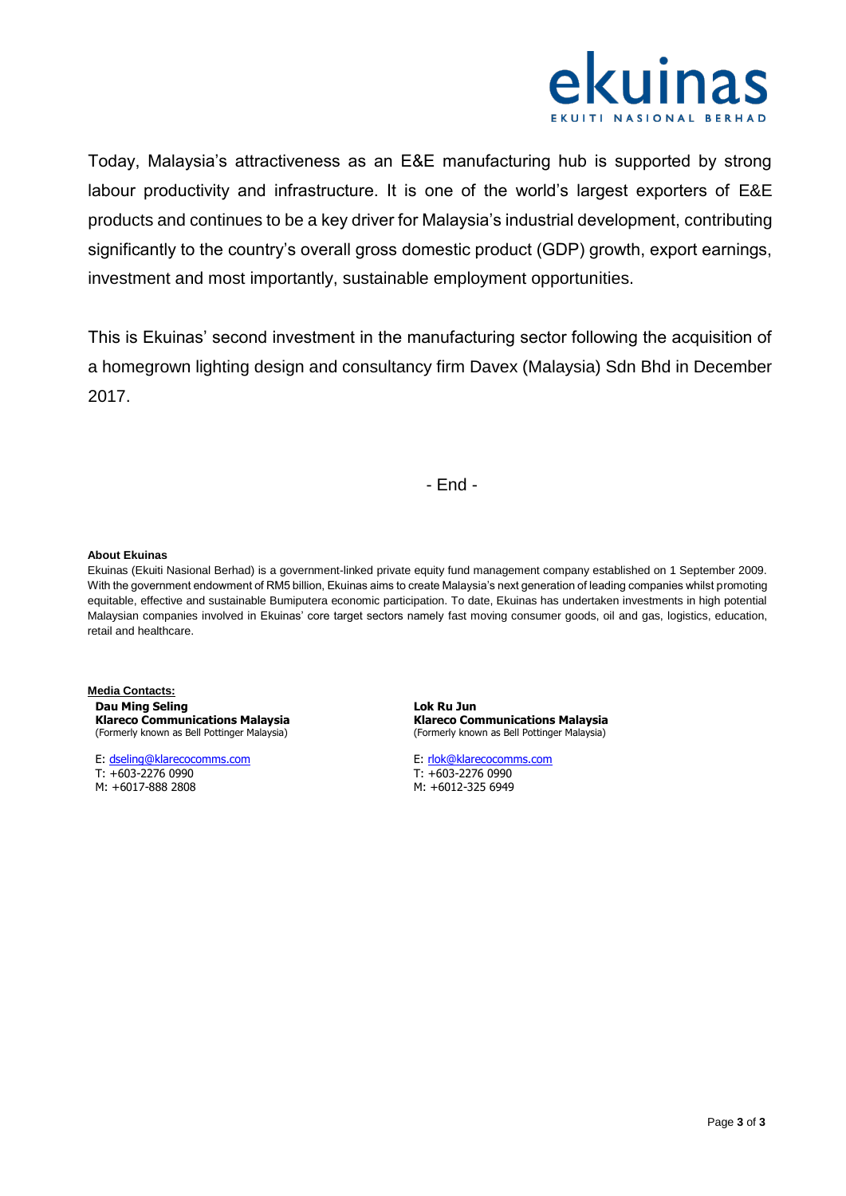Today, Malaysia's attractiveness as an E&E manufacturing hub is supported by strong labour productivity and infrastructure. It is one of the world's largest exporters of E&E products and continues to be a key driver for Malaysia's industrial development, contributing significantly to the country's overall gross domestic product (GDP) growth, export earnings, investment and most importantly, sustainable employment opportunities.

This is Ekuinas' second investment in the manufacturing sector following the acquisition of a homegrown lighting design and consultancy firm Davex (Malaysia) Sdn Bhd in December 2017.

- End -

**About Ekuinas**

Ekuinas (Ekuiti Nasional Berhad) is a government-linked private equity fund management company established on 1 September 2009. With the government endowment of RM5 billion, Ekuinas aims to create Malaysia's next generation of leading companies whilst promoting equitable, effective and sustainable Bumiputera economic participation. To date, Ekuinas has undertaken investments in high potential Malaysian companies involved in Ekuinas' core target sectors namely fast moving consumer goods, oil and gas, logistics, education, retail and healthcare.

**Media Contacts:**

**Dau Ming Seling**
**Klareco Communications Malaysia**
(Formerly known as Bell Pottinger Malaysia)

E: dseling@klarecocomms.com
T: +603-2276 0990
M: +6017-888 2808

**Lok Ru Jun**
**Klareco Communications Malaysia**
(Formerly known as Bell Pottinger Malaysia)

E: rlok@klarecocomms.com
T: +603-2276 0990
M: +6012-325 6949